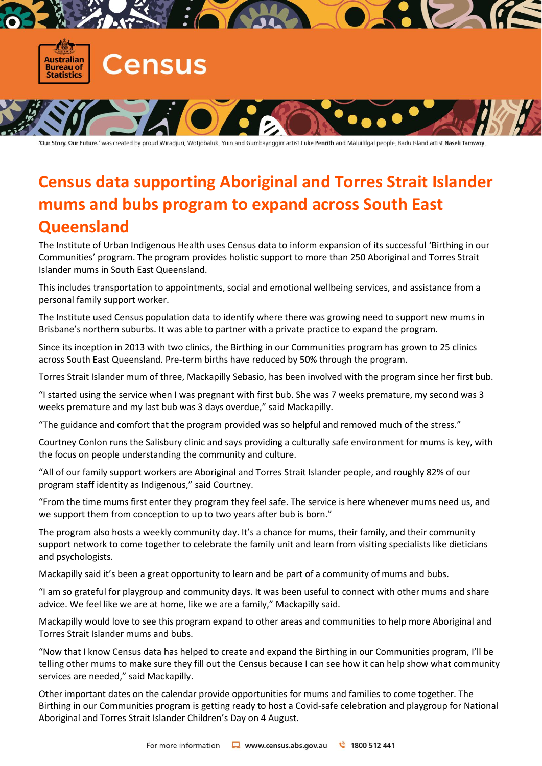Census

'**Our Story. Our Future.**' was created by proud Wiradjuri, Wotjobaluk, Yuin and Gumbaynggirr artist **Luke Penrith** and Maluililgal people, Badu Island artist **Naseli Tamwoy**.

# Census data supporting Aboriginal and Torres Strait Islander mums and bubs program to expand across South East Queensland

The Institute of Urban Indigenous Health uses Census data to inform expansion of its successful 'Birthing in our Communities' program. The program provides holistic support to more than 250 Aboriginal and Torres Strait Islander mums in South East Queensland.

This includes transportation to appointments, social and emotional wellbeing services, and assistance from a personal family support worker.

The Institute used Census population data to identify where there was growing need to support new mums in Brisbane's northern suburbs. It was able to partner with a private practice to expand the program.

Since its inception in 2013 with two clinics, the Birthing in our Communities program has grown to 25 clinics across South East Queensland. Pre-term births have reduced by 50% through the program.

Torres Strait Islander mum of three, Mackapilly Sebasio, has been involved with the program since her first bub.

"I started using the service when I was pregnant with first bub. She was 7 weeks premature, my second was 3 weeks premature and my last bub was 3 days overdue," said Mackapilly.

"The guidance and comfort that the program provided was so helpful and removed much of the stress."

Courtney Conlon runs the Salisbury clinic and says providing a culturally safe environment for mums is key, with the focus on people understanding the community and culture.

"All of our family support workers are Aboriginal and Torres Strait Islander people, and roughly 82% of our program staff identity as Indigenous," said Courtney.

"From the time mums first enter they program they feel safe. The service is here whenever mums need us, and we support them from conception to up to two years after bub is born."

The program also hosts a weekly community day. It's a chance for mums, their family, and their community support network to come together to celebrate the family unit and learn from visiting specialists like dieticians and psychologists.

Mackapilly said it's been a great opportunity to learn and be part of a community of mums and bubs.

"I am so grateful for playgroup and community days. It was been useful to connect with other mums and share advice. We feel like we are at home, like we are a family," Mackapilly said.

Mackapilly would love to see this program expand to other areas and communities to help more Aboriginal and Torres Strait Islander mums and bubs.

"Now that I know Census data has helped to create and expand the Birthing in our Communities program, I'll be telling other mums to make sure they fill out the Census because I can see how it can help show what community services are needed," said Mackapilly.

Other important dates on the calendar provide opportunities for mums and families to come together. The Birthing in our Communities program is getting ready to host a Covid-safe celebration and playgroup for National Aboriginal and Torres Strait Islander Children's Day on 4 August.

For more information **www.census.abs.gov.au** **1800 512 441**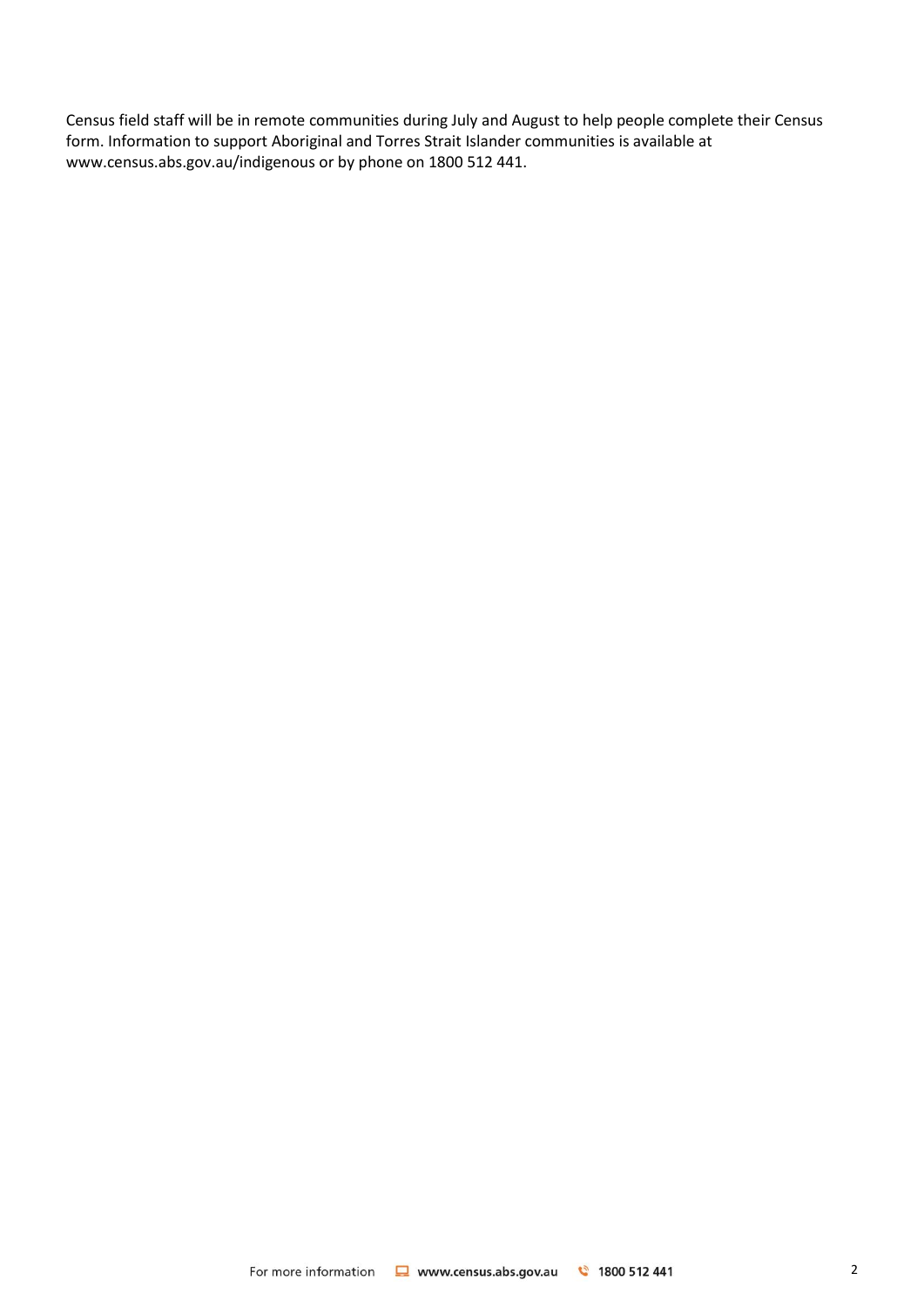Census field staff will be in remote communities during July and August to help people complete their Census form. Information to support Aboriginal and Torres Strait Islander communities is available at www.census.abs.gov.au/indigenous or by phone on 1800 512 441.